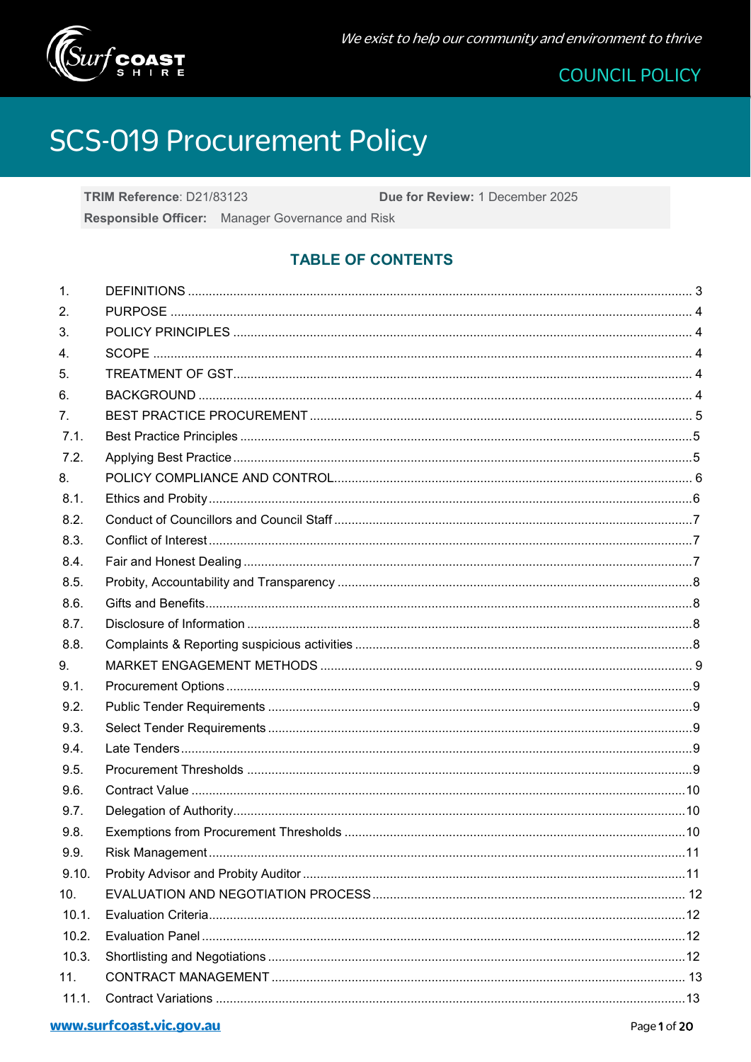We exist to help our community and environment to thrive

COUNCIL POLICY

# SCS-019 Procurement Policy

**TRIM Reference**: D21/83123 **Due for Review:** 1 December 2025
**Responsible Officer:** Manager Governance and Risk

## TABLE OF CONTENTS

| | | |
|---|---|---|
| 1. | DEFINITIONS | 3 |
| 2. | PURPOSE | 4 |
| 3. | POLICY PRINCIPLES | 4 |
| 4. | SCOPE | 4 |
| 5. | TREATMENT OF GST | 4 |
| 6. | BACKGROUND | 4 |
| 7. | BEST PRACTICE PROCUREMENT | 5 |
| 7.1. | Best Practice Principles | 5 |
| 7.2. | Applying Best Practice | 5 |
| 8. | POLICY COMPLIANCE AND CONTROL | 6 |
| 8.1. | Ethics and Probity | 6 |
| 8.2. | Conduct of Councillors and Council Staff | 7 |
| 8.3. | Conflict of Interest | 7 |
| 8.4. | Fair and Honest Dealing | 7 |
| 8.5. | Probity, Accountability and Transparency | 8 |
| 8.6. | Gifts and Benefits | 8 |
| 8.7. | Disclosure of Information | 8 |
| 8.8. | Complaints & Reporting suspicious activities | 8 |
| 9. | MARKET ENGAGEMENT METHODS | 9 |
| 9.1. | Procurement Options | 9 |
| 9.2. | Public Tender Requirements | 9 |
| 9.3. | Select Tender Requirements | 9 |
| 9.4. | Late Tenders | 9 |
| 9.5. | Procurement Thresholds | 9 |
| 9.6. | Contract Value | 10 |
| 9.7. | Delegation of Authority | 10 |
| 9.8. | Exemptions from Procurement Thresholds | 10 |
| 9.9. | Risk Management | 11 |
| 9.10. | Probity Advisor and Probity Auditor | 11 |
| 10. | EVALUATION AND NEGOTIATION PROCESS | 12 |
| 10.1. | Evaluation Criteria | 12 |
| 10.2. | Evaluation Panel | 12 |
| 10.3. | Shortlisting and Negotiations | 12 |
| 11. | CONTRACT MANAGEMENT | 13 |
| 11.1. | Contract Variations | 13 |

www.surfcoast.vic.gov.au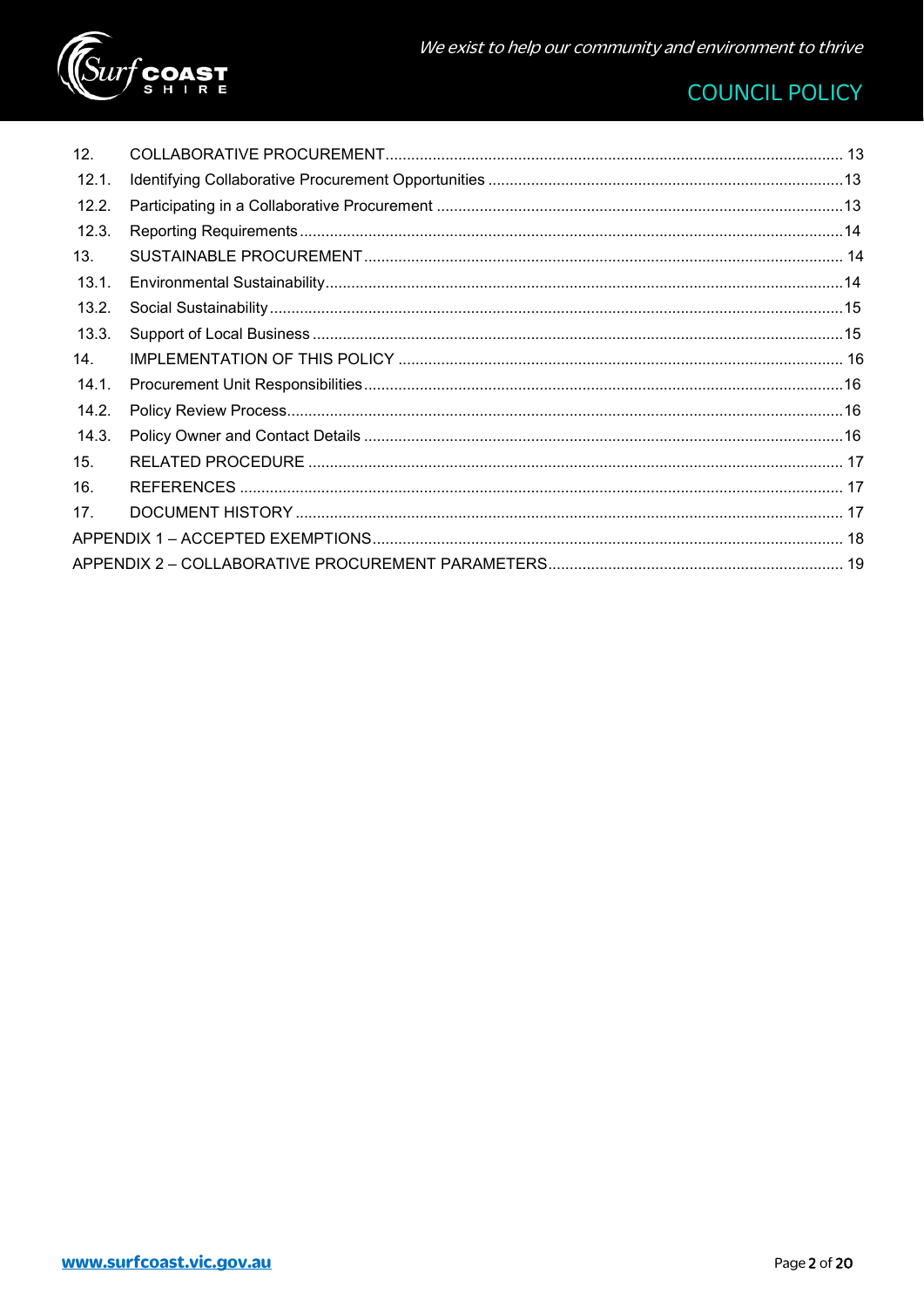| | | |
|---|---|---|
| 12. | COLLABORATIVE PROCUREMENT | 13 |
| 12.1. | Identifying Collaborative Procurement Opportunities | 13 |
| 12.2. | Participating in a Collaborative Procurement | 13 |
| 12.3. | Reporting Requirements | 14 |
| 13. | SUSTAINABLE PROCUREMENT | 14 |
| 13.1. | Environmental Sustainability | 14 |
| 13.2. | Social Sustainability | 15 |
| 13.3. | Support of Local Business | 15 |
| 14. | IMPLEMENTATION OF THIS POLICY | 16 |
| 14.1. | Procurement Unit Responsibilities | 16 |
| 14.2. | Policy Review Process | 16 |
| 14.3. | Policy Owner and Contact Details | 16 |
| 15. | RELATED PROCEDURE | 17 |
| 16. | REFERENCES | 17 |
| 17. | DOCUMENT HISTORY | 17 |
| APPENDIX 1 – ACCEPTED EXEMPTIONS | | 18 |
| APPENDIX 2 – COLLABORATIVE PROCUREMENT PARAMETERS | | 19 |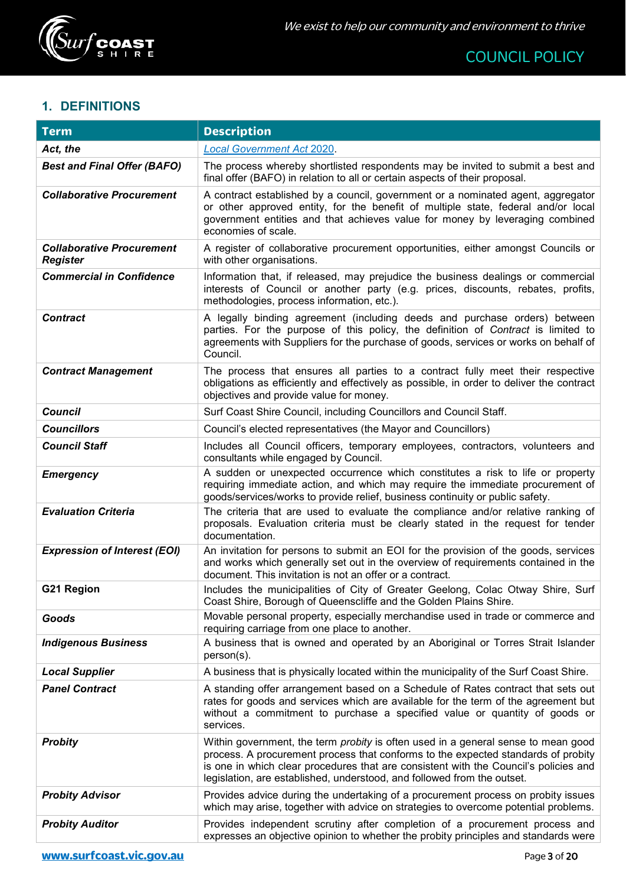## 1. DEFINITIONS

| Term | Description |
| --- | --- |
| ***Act, the*** | *Local Government Act* 2020. |
| ***Best and Final Offer (BAFO)*** | The process whereby shortlisted respondents may be invited to submit a best and final offer (BAFO) in relation to all or certain aspects of their proposal. |
| ***Collaborative Procurement*** | A contract established by a council, government or a nominated agent, aggregator or other approved entity, for the benefit of multiple state, federal and/or local government entities and that achieves value for money by leveraging combined economies of scale. |
| ***Collaborative Procurement Register*** | A register of collaborative procurement opportunities, either amongst Councils or with other organisations. |
| ***Commercial in Confidence*** | Information that, if released, may prejudice the business dealings or commercial interests of Council or another party (e.g. prices, discounts, rebates, profits, methodologies, process information, etc.). |
| ***Contract*** | A legally binding agreement (including deeds and purchase orders) between parties. For the purpose of this policy, the definition of *Contract* is limited to agreements with Suppliers for the purchase of goods, services or works on behalf of Council. |
| ***Contract Management*** | The process that ensures all parties to a contract fully meet their respective obligations as efficiently and effectively as possible, in order to deliver the contract objectives and provide value for money. |
| ***Council*** | Surf Coast Shire Council, including Councillors and Council Staff. |
| ***Councillors*** | Council's elected representatives (the Mayor and Councillors) |
| ***Council Staff*** | Includes all Council officers, temporary employees, contractors, volunteers and consultants while engaged by Council. |
| ***Emergency*** | A sudden or unexpected occurrence which constitutes a risk to life or property requiring immediate action, and which may require the immediate procurement of goods/services/works to provide relief, business continuity or public safety. |
| ***Evaluation Criteria*** | The criteria that are used to evaluate the compliance and/or relative ranking of proposals. Evaluation criteria must be clearly stated in the request for tender documentation. |
| ***Expression of Interest (EOI)*** | An invitation for persons to submit an EOI for the provision of the goods, services and works which generally set out in the overview of requirements contained in the document. This invitation is not an offer or a contract. |
| **G21 Region** | Includes the municipalities of City of Greater Geelong, Colac Otway Shire, Surf Coast Shire, Borough of Queenscliffe and the Golden Plains Shire. |
| ***Goods*** | Movable personal property, especially merchandise used in trade or commerce and requiring carriage from one place to another. |
| ***Indigenous Business*** | A business that is owned and operated by an Aboriginal or Torres Strait Islander person(s). |
| ***Local Supplier*** | A business that is physically located within the municipality of the Surf Coast Shire. |
| ***Panel Contract*** | A standing offer arrangement based on a Schedule of Rates contract that sets out rates for goods and services which are available for the term of the agreement but without a commitment to purchase a specified value or quantity of goods or services. |
| ***Probity*** | Within government, the term *probity* is often used in a general sense to mean good process. A procurement process that conforms to the expected standards of probity is one in which clear procedures that are consistent with the Council's policies and legislation, are established, understood, and followed from the outset. |
| ***Probity Advisor*** | Provides advice during the undertaking of a procurement process on probity issues which may arise, together with advice on strategies to overcome potential problems. |
| ***Probity Auditor*** | Provides independent scrutiny after completion of a procurement process and expresses an objective opinion to whether the probity principles and standards were |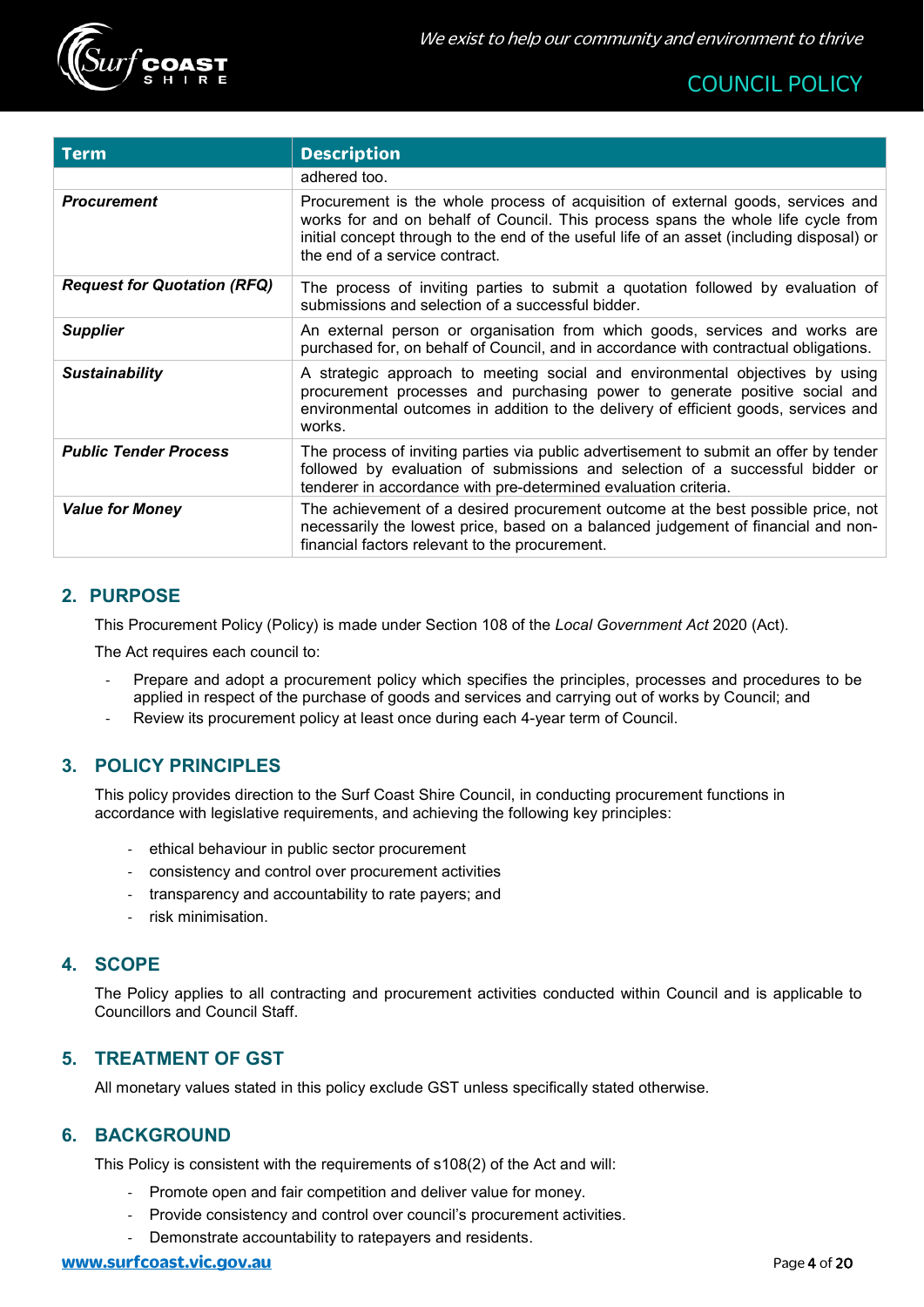| Term | Description |
| --- | --- |
| | adhered too. |
| ***Procurement*** | Procurement is the whole process of acquisition of external goods, services and works for and on behalf of Council. This process spans the whole life cycle from initial concept through to the end of the useful life of an asset (including disposal) or the end of a service contract. |
| ***Request for Quotation (RFQ)*** | The process of inviting parties to submit a quotation followed by evaluation of submissions and selection of a successful bidder. |
| ***Supplier*** | An external person or organisation from which goods, services and works are purchased for, on behalf of Council, and in accordance with contractual obligations. |
| ***Sustainability*** | A strategic approach to meeting social and environmental objectives by using procurement processes and purchasing power to generate positive social and environmental outcomes in addition to the delivery of efficient goods, services and works. |
| ***Public Tender Process*** | The process of inviting parties via public advertisement to submit an offer by tender followed by evaluation of submissions and selection of a successful bidder or tenderer in accordance with pre-determined evaluation criteria. |
| ***Value for Money*** | The achievement of a desired procurement outcome at the best possible price, not necessarily the lowest price, based on a balanced judgement of financial and non-financial factors relevant to the procurement. |

## 2. PURPOSE

This Procurement Policy (Policy) is made under Section 108 of the *Local Government Act* 2020 (Act).

The Act requires each council to:

- Prepare and adopt a procurement policy which specifies the principles, processes and procedures to be applied in respect of the purchase of goods and services and carrying out of works by Council; and
- Review its procurement policy at least once during each 4-year term of Council.

## 3. POLICY PRINCIPLES

This policy provides direction to the Surf Coast Shire Council, in conducting procurement functions in accordance with legislative requirements, and achieving the following key principles:

- ethical behaviour in public sector procurement
- consistency and control over procurement activities
- transparency and accountability to rate payers; and
- risk minimisation.

## 4. SCOPE

The Policy applies to all contracting and procurement activities conducted within Council and is applicable to Councillors and Council Staff.

## 5. TREATMENT OF GST

All monetary values stated in this policy exclude GST unless specifically stated otherwise.

## 6. BACKGROUND

This Policy is consistent with the requirements of s108(2) of the Act and will:

- Promote open and fair competition and deliver value for money.
- Provide consistency and control over council's procurement activities.
- Demonstrate accountability to ratepayers and residents.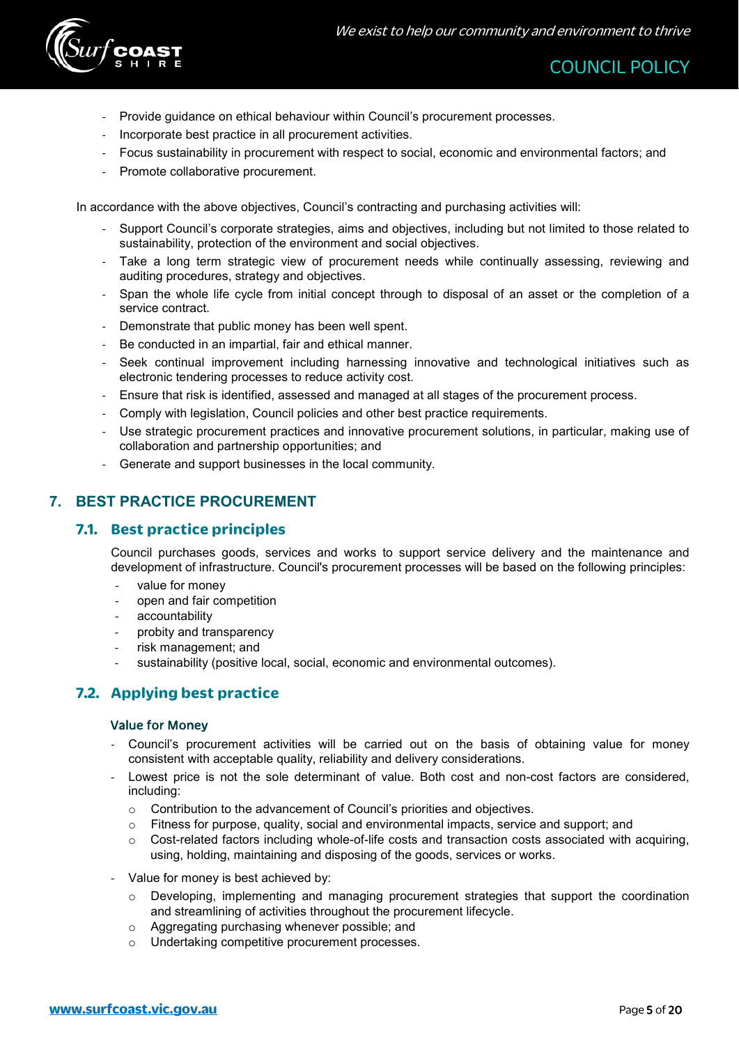- Provide guidance on ethical behaviour within Council's procurement processes.
- Incorporate best practice in all procurement activities.
- Focus sustainability in procurement with respect to social, economic and environmental factors; and
- Promote collaborative procurement.

In accordance with the above objectives, Council's contracting and purchasing activities will:

- Support Council's corporate strategies, aims and objectives, including but not limited to those related to sustainability, protection of the environment and social objectives.
- Take a long term strategic view of procurement needs while continually assessing, reviewing and auditing procedures, strategy and objectives.
- Span the whole life cycle from initial concept through to disposal of an asset or the completion of a service contract.
- Demonstrate that public money has been well spent.
- Be conducted in an impartial, fair and ethical manner.
- Seek continual improvement including harnessing innovative and technological initiatives such as electronic tendering processes to reduce activity cost.
- Ensure that risk is identified, assessed and managed at all stages of the procurement process.
- Comply with legislation, Council policies and other best practice requirements.
- Use strategic procurement practices and innovative procurement solutions, in particular, making use of collaboration and partnership opportunities; and
- Generate and support businesses in the local community.

# 7. BEST PRACTICE PROCUREMENT

## 7.1. Best practice principles

Council purchases goods, services and works to support service delivery and the maintenance and development of infrastructure. Council's procurement processes will be based on the following principles:

- value for money
- open and fair competition
- accountability
- probity and transparency
- risk management; and
- sustainability (positive local, social, economic and environmental outcomes).

## 7.2. Applying best practice

### Value for Money

- Council's procurement activities will be carried out on the basis of obtaining value for money consistent with acceptable quality, reliability and delivery considerations.
- Lowest price is not the sole determinant of value. Both cost and non-cost factors are considered, including:
  - Contribution to the advancement of Council's priorities and objectives.
  - Fitness for purpose, quality, social and environmental impacts, service and support; and
  - Cost-related factors including whole-of-life costs and transaction costs associated with acquiring, using, holding, maintaining and disposing of the goods, services or works.
- Value for money is best achieved by:
  - Developing, implementing and managing procurement strategies that support the coordination and streamlining of activities throughout the procurement lifecycle.
  - Aggregating purchasing whenever possible; and
  - Undertaking competitive procurement processes.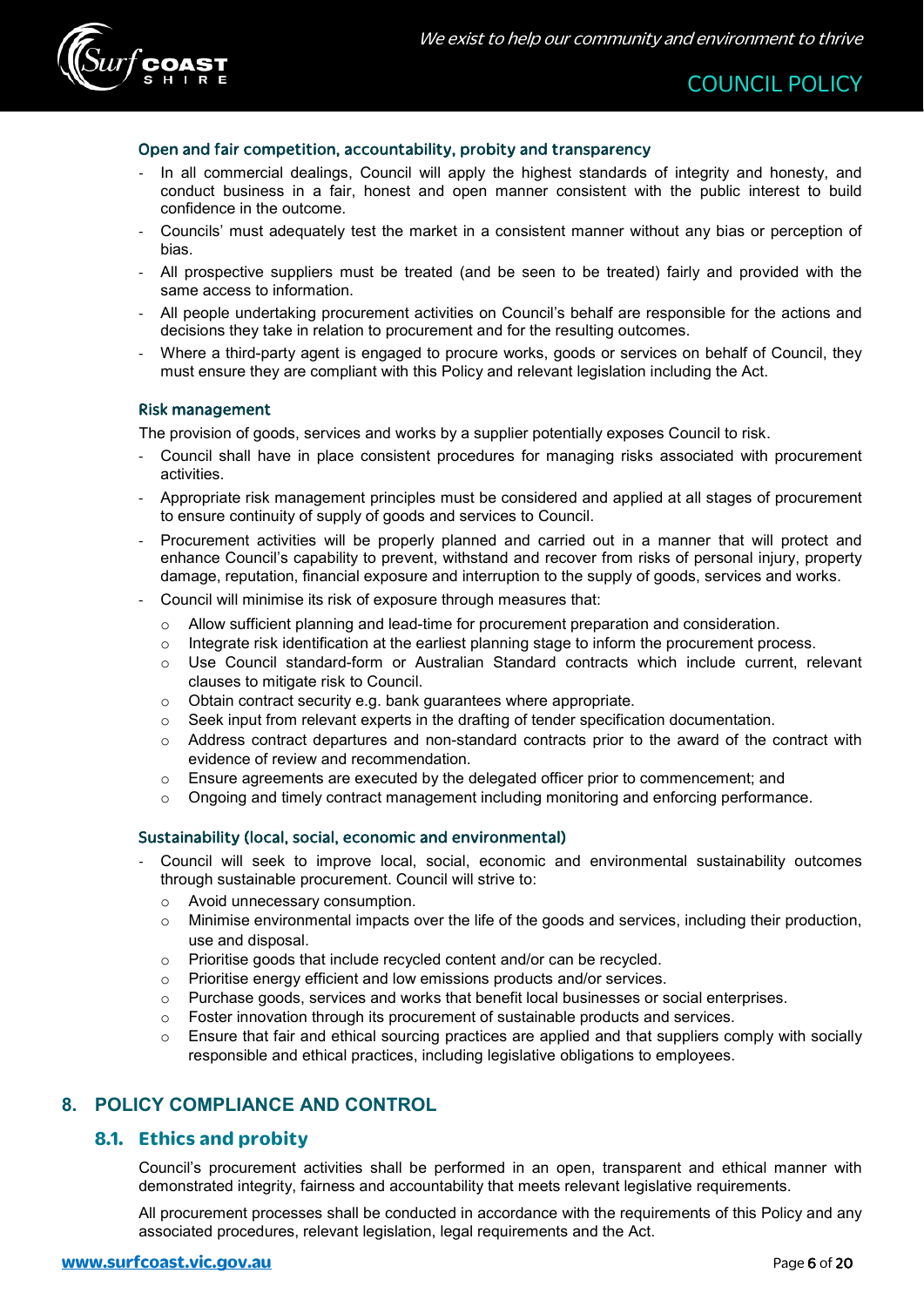### Open and fair competition, accountability, probity and transparency

- In all commercial dealings, Council will apply the highest standards of integrity and honesty, and conduct business in a fair, honest and open manner consistent with the public interest to build confidence in the outcome.
- Councils' must adequately test the market in a consistent manner without any bias or perception of bias.
- All prospective suppliers must be treated (and be seen to be treated) fairly and provided with the same access to information.
- All people undertaking procurement activities on Council's behalf are responsible for the actions and decisions they take in relation to procurement and for the resulting outcomes.
- Where a third-party agent is engaged to procure works, goods or services on behalf of Council, they must ensure they are compliant with this Policy and relevant legislation including the Act.

### Risk management

The provision of goods, services and works by a supplier potentially exposes Council to risk.

- Council shall have in place consistent procedures for managing risks associated with procurement activities.
- Appropriate risk management principles must be considered and applied at all stages of procurement to ensure continuity of supply of goods and services to Council.
- Procurement activities will be properly planned and carried out in a manner that will protect and enhance Council's capability to prevent, withstand and recover from risks of personal injury, property damage, reputation, financial exposure and interruption to the supply of goods, services and works.
- Council will minimise its risk of exposure through measures that:
  - Allow sufficient planning and lead-time for procurement preparation and consideration.
  - Integrate risk identification at the earliest planning stage to inform the procurement process.
  - Use Council standard-form or Australian Standard contracts which include current, relevant clauses to mitigate risk to Council.
  - Obtain contract security e.g. bank guarantees where appropriate.
  - Seek input from relevant experts in the drafting of tender specification documentation.
  - Address contract departures and non-standard contracts prior to the award of the contract with evidence of review and recommendation.
  - Ensure agreements are executed by the delegated officer prior to commencement; and
  - Ongoing and timely contract management including monitoring and enforcing performance.

### Sustainability (local, social, economic and environmental)

- Council will seek to improve local, social, economic and environmental sustainability outcomes through sustainable procurement. Council will strive to:
  - Avoid unnecessary consumption.
  - Minimise environmental impacts over the life of the goods and services, including their production, use and disposal.
  - Prioritise goods that include recycled content and/or can be recycled.
  - Prioritise energy efficient and low emissions products and/or services.
  - Purchase goods, services and works that benefit local businesses or social enterprises.
  - Foster innovation through its procurement of sustainable products and services.
  - Ensure that fair and ethical sourcing practices are applied and that suppliers comply with socially responsible and ethical practices, including legislative obligations to employees.

## 8. POLICY COMPLIANCE AND CONTROL

### 8.1. Ethics and probity

Council's procurement activities shall be performed in an open, transparent and ethical manner with demonstrated integrity, fairness and accountability that meets relevant legislative requirements.

All procurement processes shall be conducted in accordance with the requirements of this Policy and any associated procedures, relevant legislation, legal requirements and the Act.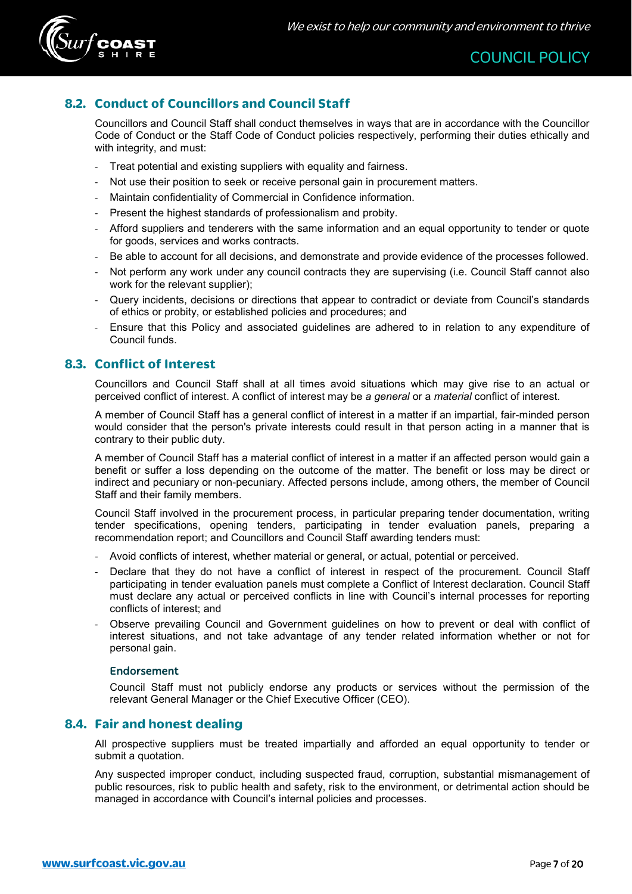## 8.2. Conduct of Councillors and Council Staff

Councillors and Council Staff shall conduct themselves in ways that are in accordance with the Councillor Code of Conduct or the Staff Code of Conduct policies respectively, performing their duties ethically and with integrity, and must:

- Treat potential and existing suppliers with equality and fairness.
- Not use their position to seek or receive personal gain in procurement matters.
- Maintain confidentiality of Commercial in Confidence information.
- Present the highest standards of professionalism and probity.
- Afford suppliers and tenderers with the same information and an equal opportunity to tender or quote for goods, services and works contracts.
- Be able to account for all decisions, and demonstrate and provide evidence of the processes followed.
- Not perform any work under any council contracts they are supervising (i.e. Council Staff cannot also work for the relevant supplier);
- Query incidents, decisions or directions that appear to contradict or deviate from Council's standards of ethics or probity, or established policies and procedures; and
- Ensure that this Policy and associated guidelines are adhered to in relation to any expenditure of Council funds.

## 8.3. Conflict of Interest

Councillors and Council Staff shall at all times avoid situations which may give rise to an actual or perceived conflict of interest. A conflict of interest may be *a general* or a *material* conflict of interest.

A member of Council Staff has a general conflict of interest in a matter if an impartial, fair-minded person would consider that the person's private interests could result in that person acting in a manner that is contrary to their public duty.

A member of Council Staff has a material conflict of interest in a matter if an affected person would gain a benefit or suffer a loss depending on the outcome of the matter. The benefit or loss may be direct or indirect and pecuniary or non-pecuniary. Affected persons include, among others, the member of Council Staff and their family members.

Council Staff involved in the procurement process, in particular preparing tender documentation, writing tender specifications, opening tenders, participating in tender evaluation panels, preparing a recommendation report; and Councillors and Council Staff awarding tenders must:

- Avoid conflicts of interest, whether material or general, or actual, potential or perceived.
- Declare that they do not have a conflict of interest in respect of the procurement. Council Staff participating in tender evaluation panels must complete a Conflict of Interest declaration. Council Staff must declare any actual or perceived conflicts in line with Council's internal processes for reporting conflicts of interest; and
- Observe prevailing Council and Government guidelines on how to prevent or deal with conflict of interest situations, and not take advantage of any tender related information whether or not for personal gain.

### Endorsement

Council Staff must not publicly endorse any products or services without the permission of the relevant General Manager or the Chief Executive Officer (CEO).

## 8.4. Fair and honest dealing

All prospective suppliers must be treated impartially and afforded an equal opportunity to tender or submit a quotation.

Any suspected improper conduct, including suspected fraud, corruption, substantial mismanagement of public resources, risk to public health and safety, risk to the environment, or detrimental action should be managed in accordance with Council's internal policies and processes.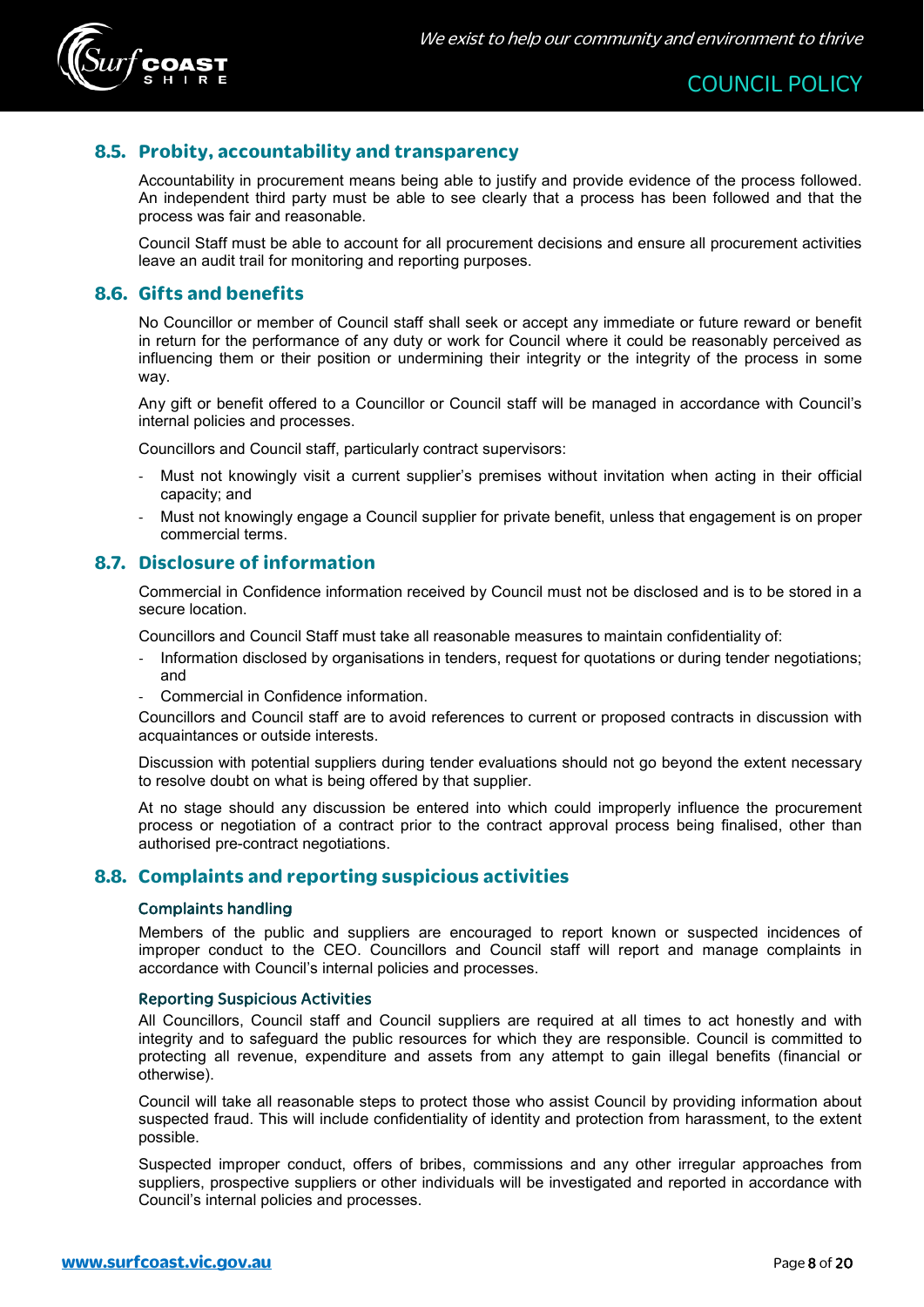## 8.5. Probity, accountability and transparency

Accountability in procurement means being able to justify and provide evidence of the process followed. An independent third party must be able to see clearly that a process has been followed and that the process was fair and reasonable.

Council Staff must be able to account for all procurement decisions and ensure all procurement activities leave an audit trail for monitoring and reporting purposes.

## 8.6. Gifts and benefits

No Councillor or member of Council staff shall seek or accept any immediate or future reward or benefit in return for the performance of any duty or work for Council where it could be reasonably perceived as influencing them or their position or undermining their integrity or the integrity of the process in some way.

Any gift or benefit offered to a Councillor or Council staff will be managed in accordance with Council's internal policies and processes.

Councillors and Council staff, particularly contract supervisors:

- Must not knowingly visit a current supplier's premises without invitation when acting in their official capacity; and
- Must not knowingly engage a Council supplier for private benefit, unless that engagement is on proper commercial terms.

## 8.7. Disclosure of information

Commercial in Confidence information received by Council must not be disclosed and is to be stored in a secure location.

Councillors and Council Staff must take all reasonable measures to maintain confidentiality of:

- Information disclosed by organisations in tenders, request for quotations or during tender negotiations; and
- Commercial in Confidence information.

Councillors and Council staff are to avoid references to current or proposed contracts in discussion with acquaintances or outside interests.

Discussion with potential suppliers during tender evaluations should not go beyond the extent necessary to resolve doubt on what is being offered by that supplier.

At no stage should any discussion be entered into which could improperly influence the procurement process or negotiation of a contract prior to the contract approval process being finalised, other than authorised pre-contract negotiations.

## 8.8. Complaints and reporting suspicious activities

### Complaints handling

Members of the public and suppliers are encouraged to report known or suspected incidences of improper conduct to the CEO. Councillors and Council staff will report and manage complaints in accordance with Council's internal policies and processes.

### Reporting Suspicious Activities

All Councillors, Council staff and Council suppliers are required at all times to act honestly and with integrity and to safeguard the public resources for which they are responsible. Council is committed to protecting all revenue, expenditure and assets from any attempt to gain illegal benefits (financial or otherwise).

Council will take all reasonable steps to protect those who assist Council by providing information about suspected fraud. This will include confidentiality of identity and protection from harassment, to the extent possible.

Suspected improper conduct, offers of bribes, commissions and any other irregular approaches from suppliers, prospective suppliers or other individuals will be investigated and reported in accordance with Council's internal policies and processes.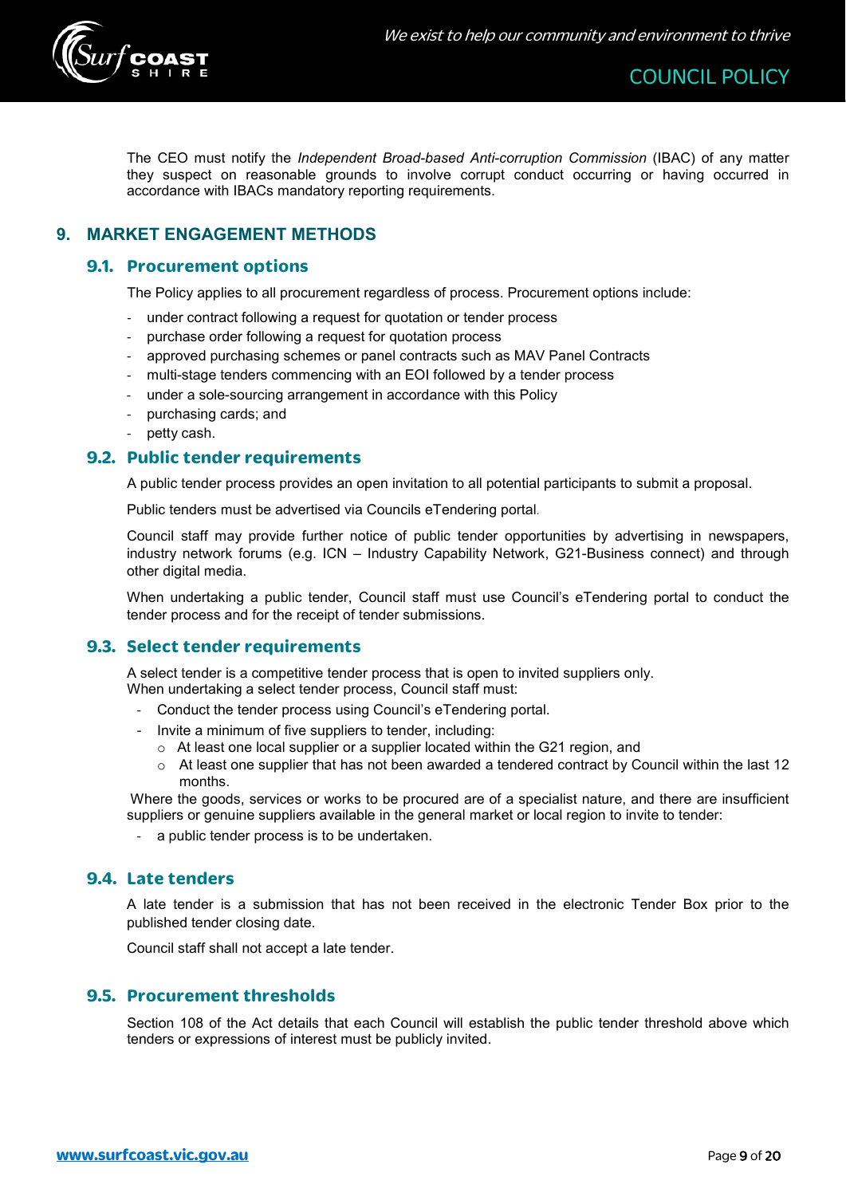The CEO must notify the *Independent Broad-based Anti-corruption Commission* (IBAC) of any matter they suspect on reasonable grounds to involve corrupt conduct occurring or having occurred in accordance with IBACs mandatory reporting requirements.

## 9. MARKET ENGAGEMENT METHODS

### 9.1. Procurement options

The Policy applies to all procurement regardless of process. Procurement options include:

- under contract following a request for quotation or tender process
- purchase order following a request for quotation process
- approved purchasing schemes or panel contracts such as MAV Panel Contracts
- multi-stage tenders commencing with an EOI followed by a tender process
- under a sole-sourcing arrangement in accordance with this Policy
- purchasing cards; and
- petty cash.

### 9.2. Public tender requirements

A public tender process provides an open invitation to all potential participants to submit a proposal.

Public tenders must be advertised via Councils eTendering portal.

Council staff may provide further notice of public tender opportunities by advertising in newspapers, industry network forums (e.g. ICN – Industry Capability Network, G21-Business connect) and through other digital media.

When undertaking a public tender, Council staff must use Council's eTendering portal to conduct the tender process and for the receipt of tender submissions.

### 9.3. Select tender requirements

A select tender is a competitive tender process that is open to invited suppliers only.
When undertaking a select tender process, Council staff must:

- Conduct the tender process using Council's eTendering portal.
- Invite a minimum of five suppliers to tender, including:
  - At least one local supplier or a supplier located within the G21 region, and
  - At least one supplier that has not been awarded a tendered contract by Council within the last 12 months.

Where the goods, services or works to be procured are of a specialist nature, and there are insufficient suppliers or genuine suppliers available in the general market or local region to invite to tender:

- a public tender process is to be undertaken.

### 9.4. Late tenders

A late tender is a submission that has not been received in the electronic Tender Box prior to the published tender closing date.

Council staff shall not accept a late tender.

### 9.5. Procurement thresholds

Section 108 of the Act details that each Council will establish the public tender threshold above which tenders or expressions of interest must be publicly invited.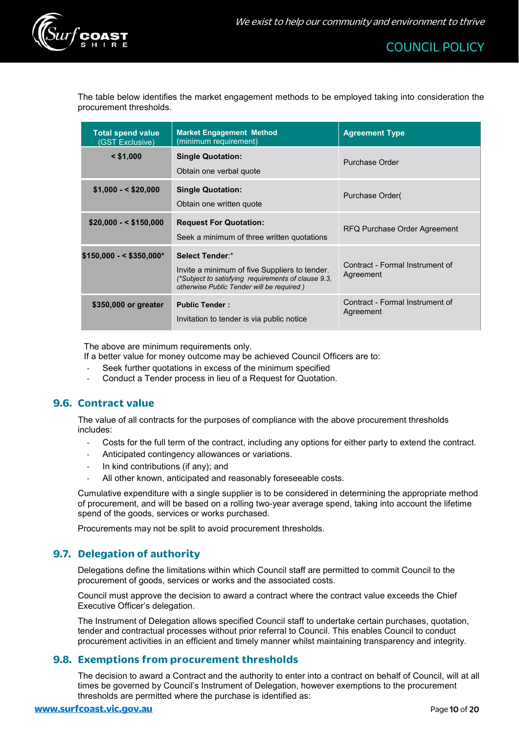The table below identifies the market engagement methods to be employed taking into consideration the procurement thresholds.

| Total spend value (GST Exclusive) | Market Engagement Method (minimum requirement) | Agreement Type |
|---|---|---|
| **< $1,000** | **Single Quotation:** Obtain one verbal quote | Purchase Order |
| **$1,000 - < $20,000** | **Single Quotation:** Obtain one written quote | Purchase Order( |
| **$20,000 - < $150,000** | **Request For Quotation:** Seek a minimum of three written quotations | RFQ Purchase Order Agreement |
| **$150,000 - < $350,000*** | **Select Tender**:* Invite a minimum of five Suppliers to tender. *(*Subject to satisfying requirements of clause 9.3, otherwise Public Tender will be required )* | Contract - Formal Instrument of Agreement |
| **$350,000 or greater** | **Public Tender :** Invitation to tender is via public notice | Contract - Formal Instrument of Agreement |

The above are minimum requirements only.
If a better value for money outcome may be achieved Council Officers are to:

- Seek further quotations in excess of the minimum specified
- Conduct a Tender process in lieu of a Request for Quotation.

## 9.6. Contract value

The value of all contracts for the purposes of compliance with the above procurement thresholds includes:

- Costs for the full term of the contract, including any options for either party to extend the contract.
- Anticipated contingency allowances or variations.
- In kind contributions (if any); and
- All other known, anticipated and reasonably foreseeable costs.

Cumulative expenditure with a single supplier is to be considered in determining the appropriate method of procurement, and will be based on a rolling two-year average spend, taking into account the lifetime spend of the goods, services or works purchased.

Procurements may not be split to avoid procurement thresholds.

## 9.7. Delegation of authority

Delegations define the limitations within which Council staff are permitted to commit Council to the procurement of goods, services or works and the associated costs.

Council must approve the decision to award a contract where the contract value exceeds the Chief Executive Officer's delegation.

The Instrument of Delegation allows specified Council staff to undertake certain purchases, quotation, tender and contractual processes without prior referral to Council. This enables Council to conduct procurement activities in an efficient and timely manner whilst maintaining transparency and integrity.

## 9.8. Exemptions from procurement thresholds

The decision to award a Contract and the authority to enter into a contract on behalf of Council, will at all times be governed by Council's Instrument of Delegation, however exemptions to the procurement thresholds are permitted where the purchase is identified as: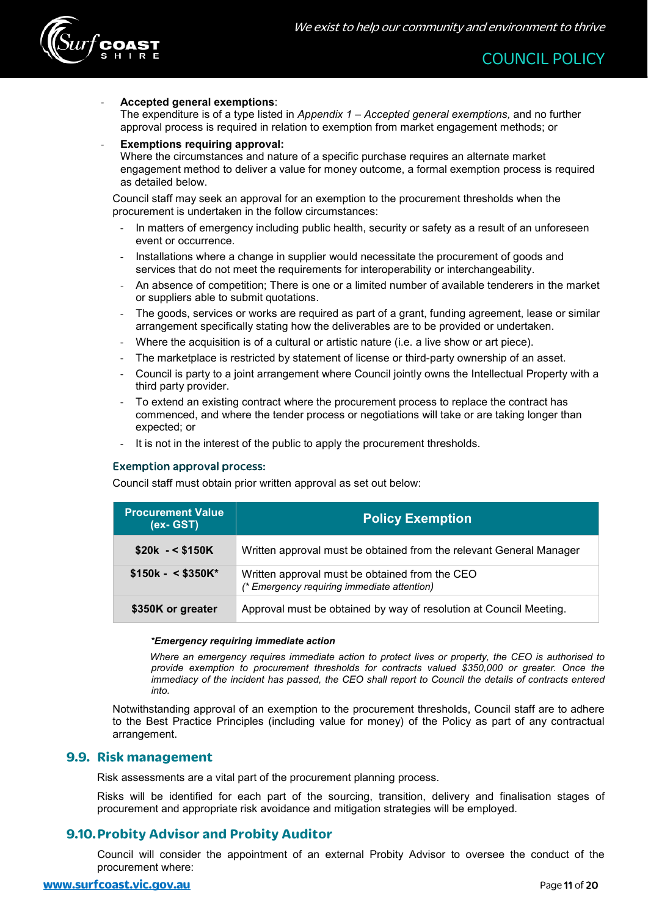- **Accepted general exemptions**:
  The expenditure is of a type listed in *Appendix 1 – Accepted general exemptions,* and no further approval process is required in relation to exemption from market engagement methods; or
- **Exemptions requiring approval:**
  Where the circumstances and nature of a specific purchase requires an alternate market engagement method to deliver a value for money outcome, a formal exemption process is required as detailed below.

Council staff may seek an approval for an exemption to the procurement thresholds when the procurement is undertaken in the follow circumstances:

- In matters of emergency including public health, security or safety as a result of an unforeseen event or occurrence.
- Installations where a change in supplier would necessitate the procurement of goods and services that do not meet the requirements for interoperability or interchangeability.
- An absence of competition; There is one or a limited number of available tenderers in the market or suppliers able to submit quotations.
- The goods, services or works are required as part of a grant, funding agreement, lease or similar arrangement specifically stating how the deliverables are to be provided or undertaken.
- Where the acquisition is of a cultural or artistic nature (i.e. a live show or art piece).
- The marketplace is restricted by statement of license or third-party ownership of an asset.
- Council is party to a joint arrangement where Council jointly owns the Intellectual Property with a third party provider.
- To extend an existing contract where the procurement process to replace the contract has commenced, and where the tender process or negotiations will take or are taking longer than expected; or
- It is not in the interest of the public to apply the procurement thresholds.

#### Exemption approval process:

Council staff must obtain prior written approval as set out below:

| Procurement Value (ex- GST) | Policy Exemption |
|---|---|
| **$20k - < $150K** | Written approval must be obtained from the relevant General Manager |
| **$150k - < $350K*** | Written approval must be obtained from the CEO<br>*(* Emergency requiring immediate attention)* |
| **$350K or greater** | Approval must be obtained by way of resolution at Council Meeting. |

***Emergency requiring immediate action***

*Where an emergency requires immediate action to protect lives or property, the CEO is authorised to provide exemption to procurement thresholds for contracts valued $350,000 or greater. Once the immediacy of the incident has passed, the CEO shall report to Council the details of contracts entered into.*

Notwithstanding approval of an exemption to the procurement thresholds, Council staff are to adhere to the Best Practice Principles (including value for money) of the Policy as part of any contractual arrangement.

## 9.9. Risk management

Risk assessments are a vital part of the procurement planning process.

Risks will be identified for each part of the sourcing, transition, delivery and finalisation stages of procurement and appropriate risk avoidance and mitigation strategies will be employed.

## 9.10. Probity Advisor and Probity Auditor

Council will consider the appointment of an external Probity Advisor to oversee the conduct of the procurement where: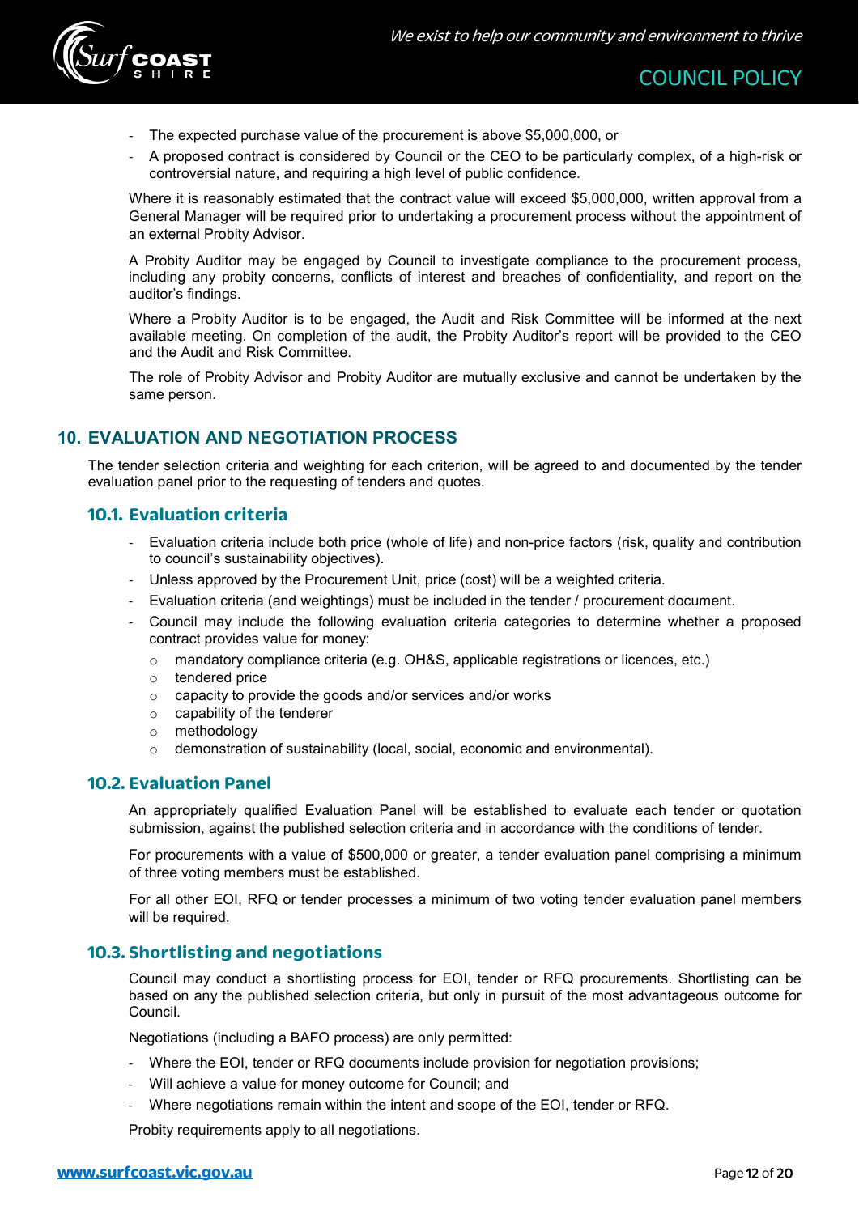- The expected purchase value of the procurement is above $5,000,000, or
- A proposed contract is considered by Council or the CEO to be particularly complex, of a high-risk or controversial nature, and requiring a high level of public confidence.

Where it is reasonably estimated that the contract value will exceed $5,000,000, written approval from a General Manager will be required prior to undertaking a procurement process without the appointment of an external Probity Advisor.

A Probity Auditor may be engaged by Council to investigate compliance to the procurement process, including any probity concerns, conflicts of interest and breaches of confidentiality, and report on the auditor's findings.

Where a Probity Auditor is to be engaged, the Audit and Risk Committee will be informed at the next available meeting. On completion of the audit, the Probity Auditor's report will be provided to the CEO and the Audit and Risk Committee.

The role of Probity Advisor and Probity Auditor are mutually exclusive and cannot be undertaken by the same person.

## 10. EVALUATION AND NEGOTIATION PROCESS

The tender selection criteria and weighting for each criterion, will be agreed to and documented by the tender evaluation panel prior to the requesting of tenders and quotes.

### 10.1. Evaluation criteria

- Evaluation criteria include both price (whole of life) and non-price factors (risk, quality and contribution to council's sustainability objectives).
- Unless approved by the Procurement Unit, price (cost) will be a weighted criteria.
- Evaluation criteria (and weightings) must be included in the tender / procurement document.
- Council may include the following evaluation criteria categories to determine whether a proposed contract provides value for money:
  - mandatory compliance criteria (e.g. OH&S, applicable registrations or licences, etc.)
  - tendered price
  - capacity to provide the goods and/or services and/or works
  - capability of the tenderer
  - methodology
  - demonstration of sustainability (local, social, economic and environmental).

### 10.2. Evaluation Panel

An appropriately qualified Evaluation Panel will be established to evaluate each tender or quotation submission, against the published selection criteria and in accordance with the conditions of tender.

For procurements with a value of $500,000 or greater, a tender evaluation panel comprising a minimum of three voting members must be established.

For all other EOI, RFQ or tender processes a minimum of two voting tender evaluation panel members will be required.

### 10.3. Shortlisting and negotiations

Council may conduct a shortlisting process for EOI, tender or RFQ procurements. Shortlisting can be based on any the published selection criteria, but only in pursuit of the most advantageous outcome for Council.

Negotiations (including a BAFO process) are only permitted:

- Where the EOI, tender or RFQ documents include provision for negotiation provisions;
- Will achieve a value for money outcome for Council; and
- Where negotiations remain within the intent and scope of the EOI, tender or RFQ.

Probity requirements apply to all negotiations.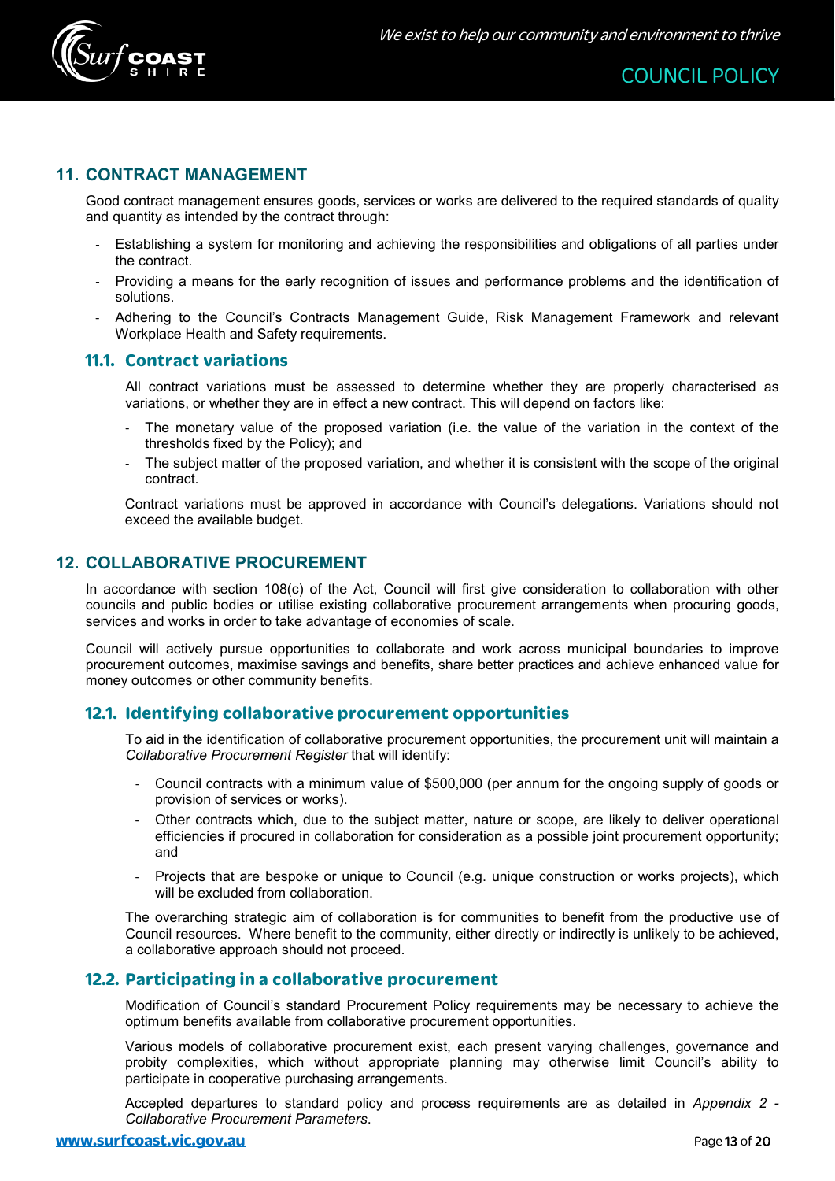## 11. CONTRACT MANAGEMENT

Good contract management ensures goods, services or works are delivered to the required standards of quality and quantity as intended by the contract through:

- Establishing a system for monitoring and achieving the responsibilities and obligations of all parties under the contract.
- Providing a means for the early recognition of issues and performance problems and the identification of solutions.
- Adhering to the Council's Contracts Management Guide, Risk Management Framework and relevant Workplace Health and Safety requirements.

### 11.1. Contract variations

All contract variations must be assessed to determine whether they are properly characterised as variations, or whether they are in effect a new contract. This will depend on factors like:

- The monetary value of the proposed variation (i.e. the value of the variation in the context of the thresholds fixed by the Policy); and
- The subject matter of the proposed variation, and whether it is consistent with the scope of the original contract.

Contract variations must be approved in accordance with Council's delegations. Variations should not exceed the available budget.

## 12. COLLABORATIVE PROCUREMENT

In accordance with section 108(c) of the Act, Council will first give consideration to collaboration with other councils and public bodies or utilise existing collaborative procurement arrangements when procuring goods, services and works in order to take advantage of economies of scale.

Council will actively pursue opportunities to collaborate and work across municipal boundaries to improve procurement outcomes, maximise savings and benefits, share better practices and achieve enhanced value for money outcomes or other community benefits.

### 12.1. Identifying collaborative procurement opportunities

To aid in the identification of collaborative procurement opportunities, the procurement unit will maintain a *Collaborative Procurement Register* that will identify:

- Council contracts with a minimum value of $500,000 (per annum for the ongoing supply of goods or provision of services or works).
- Other contracts which, due to the subject matter, nature or scope, are likely to deliver operational efficiencies if procured in collaboration for consideration as a possible joint procurement opportunity; and
- Projects that are bespoke or unique to Council (e.g. unique construction or works projects), which will be excluded from collaboration.

The overarching strategic aim of collaboration is for communities to benefit from the productive use of Council resources. Where benefit to the community, either directly or indirectly is unlikely to be achieved, a collaborative approach should not proceed.

### 12.2. Participating in a collaborative procurement

Modification of Council's standard Procurement Policy requirements may be necessary to achieve the optimum benefits available from collaborative procurement opportunities.

Various models of collaborative procurement exist, each present varying challenges, governance and probity complexities, which without appropriate planning may otherwise limit Council's ability to participate in cooperative purchasing arrangements.

Accepted departures to standard policy and process requirements are as detailed in *Appendix 2 - Collaborative Procurement Parameters*.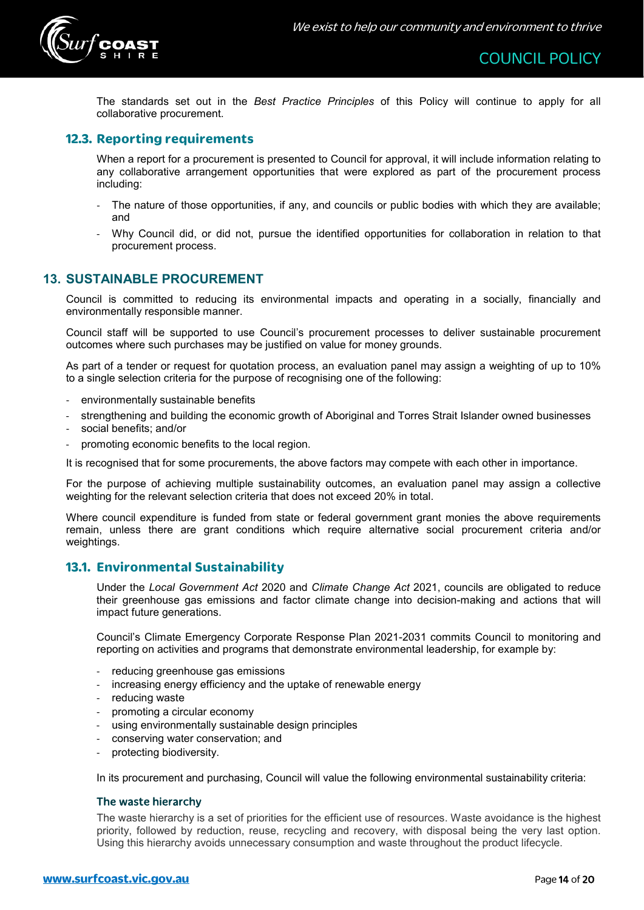The standards set out in the *Best Practice Principles* of this Policy will continue to apply for all collaborative procurement.

### 12.3. Reporting requirements

When a report for a procurement is presented to Council for approval, it will include information relating to any collaborative arrangement opportunities that were explored as part of the procurement process including:

- The nature of those opportunities, if any, and councils or public bodies with which they are available; and
- Why Council did, or did not, pursue the identified opportunities for collaboration in relation to that procurement process.

## 13. SUSTAINABLE PROCUREMENT

Council is committed to reducing its environmental impacts and operating in a socially, financially and environmentally responsible manner.

Council staff will be supported to use Council's procurement processes to deliver sustainable procurement outcomes where such purchases may be justified on value for money grounds.

As part of a tender or request for quotation process, an evaluation panel may assign a weighting of up to 10% to a single selection criteria for the purpose of recognising one of the following:

- environmentally sustainable benefits
- strengthening and building the economic growth of Aboriginal and Torres Strait Islander owned businesses
- social benefits; and/or
- promoting economic benefits to the local region.

It is recognised that for some procurements, the above factors may compete with each other in importance.

For the purpose of achieving multiple sustainability outcomes, an evaluation panel may assign a collective weighting for the relevant selection criteria that does not exceed 20% in total.

Where council expenditure is funded from state or federal government grant monies the above requirements remain, unless there are grant conditions which require alternative social procurement criteria and/or weightings.

### 13.1. Environmental Sustainability

Under the *Local Government Act* 2020 and *Climate Change Act* 2021, councils are obligated to reduce their greenhouse gas emissions and factor climate change into decision-making and actions that will impact future generations.

Council's Climate Emergency Corporate Response Plan 2021-2031 commits Council to monitoring and reporting on activities and programs that demonstrate environmental leadership, for example by:

- reducing greenhouse gas emissions
- increasing energy efficiency and the uptake of renewable energy
- reducing waste
- promoting a circular economy
- using environmentally sustainable design principles
- conserving water conservation; and
- protecting biodiversity.

In its procurement and purchasing, Council will value the following environmental sustainability criteria:

#### The waste hierarchy

The waste hierarchy is a set of priorities for the efficient use of resources. Waste avoidance is the highest priority, followed by reduction, reuse, recycling and recovery, with disposal being the very last option. Using this hierarchy avoids unnecessary consumption and waste throughout the product lifecycle.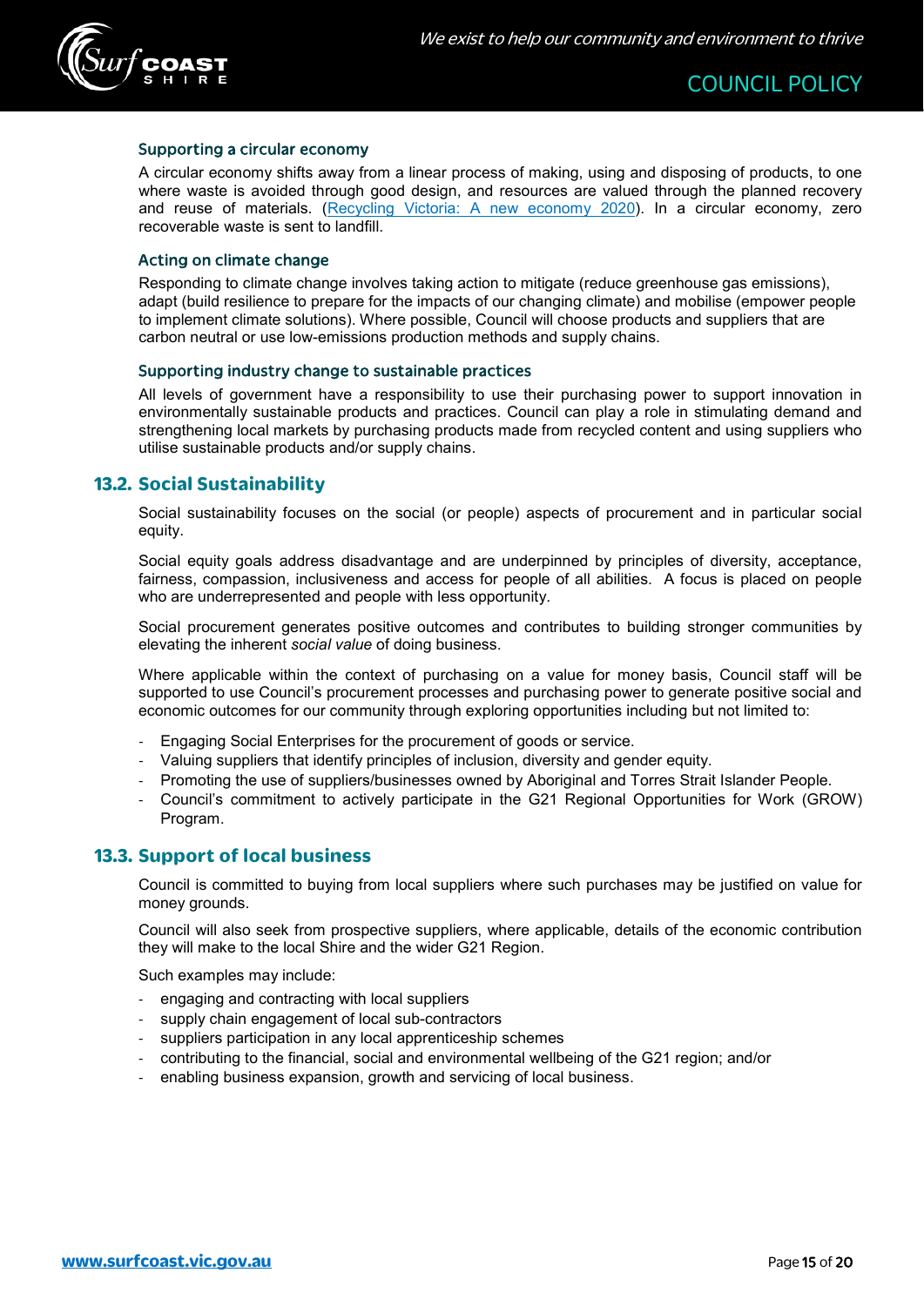### Supporting a circular economy

A circular economy shifts away from a linear process of making, using and disposing of products, to one where waste is avoided through good design, and resources are valued through the planned recovery and reuse of materials. ([Recycling Victoria: A new economy 2020](Recycling Victoria: A new economy 2020)). In a circular economy, zero recoverable waste is sent to landfill.

### Acting on climate change

Responding to climate change involves taking action to mitigate (reduce greenhouse gas emissions), adapt (build resilience to prepare for the impacts of our changing climate) and mobilise (empower people to implement climate solutions). Where possible, Council will choose products and suppliers that are carbon neutral or use low-emissions production methods and supply chains.

### Supporting industry change to sustainable practices

All levels of government have a responsibility to use their purchasing power to support innovation in environmentally sustainable products and practices. Council can play a role in stimulating demand and strengthening local markets by purchasing products made from recycled content and using suppliers who utilise sustainable products and/or supply chains.

## 13.2. Social Sustainability

Social sustainability focuses on the social (or people) aspects of procurement and in particular social equity.

Social equity goals address disadvantage and are underpinned by principles of diversity, acceptance, fairness, compassion, inclusiveness and access for people of all abilities. A focus is placed on people who are underrepresented and people with less opportunity.

Social procurement generates positive outcomes and contributes to building stronger communities by elevating the inherent *social value* of doing business.

Where applicable within the context of purchasing on a value for money basis, Council staff will be supported to use Council's procurement processes and purchasing power to generate positive social and economic outcomes for our community through exploring opportunities including but not limited to:

- Engaging Social Enterprises for the procurement of goods or service.
- Valuing suppliers that identify principles of inclusion, diversity and gender equity.
- Promoting the use of suppliers/businesses owned by Aboriginal and Torres Strait Islander People.
- Council's commitment to actively participate in the G21 Regional Opportunities for Work (GROW) Program.

## 13.3. Support of local business

Council is committed to buying from local suppliers where such purchases may be justified on value for money grounds.

Council will also seek from prospective suppliers, where applicable, details of the economic contribution they will make to the local Shire and the wider G21 Region.

Such examples may include:

- engaging and contracting with local suppliers
- supply chain engagement of local sub-contractors
- suppliers participation in any local apprenticeship schemes
- contributing to the financial, social and environmental wellbeing of the G21 region; and/or
- enabling business expansion, growth and servicing of local business.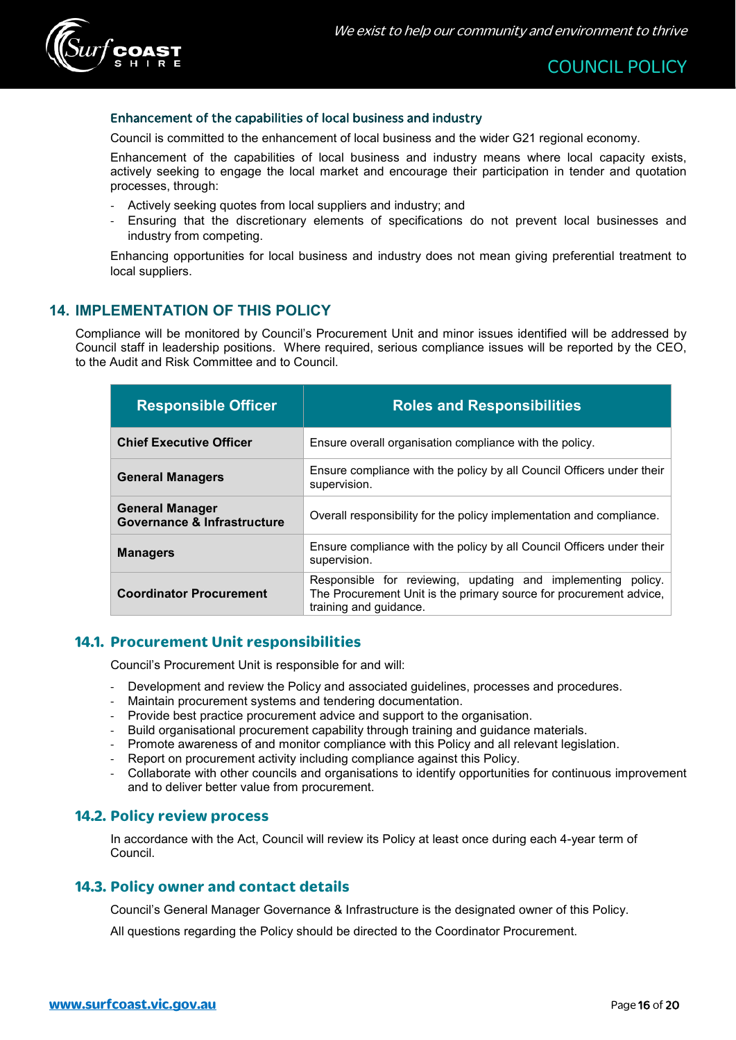### Enhancement of the capabilities of local business and industry

Council is committed to the enhancement of local business and the wider G21 regional economy.

Enhancement of the capabilities of local business and industry means where local capacity exists, actively seeking to engage the local market and encourage their participation in tender and quotation processes, through:

- Actively seeking quotes from local suppliers and industry; and
- Ensuring that the discretionary elements of specifications do not prevent local businesses and industry from competing.

Enhancing opportunities for local business and industry does not mean giving preferential treatment to local suppliers.

## 14. IMPLEMENTATION OF THIS POLICY

Compliance will be monitored by Council's Procurement Unit and minor issues identified will be addressed by Council staff in leadership positions. Where required, serious compliance issues will be reported by the CEO, to the Audit and Risk Committee and to Council.

| Responsible Officer | Roles and Responsibilities |
|---|---|
| **Chief Executive Officer** | Ensure overall organisation compliance with the policy. |
| **General Managers** | Ensure compliance with the policy by all Council Officers under their supervision. |
| **General Manager Governance & Infrastructure** | Overall responsibility for the policy implementation and compliance. |
| **Managers** | Ensure compliance with the policy by all Council Officers under their supervision. |
| **Coordinator Procurement** | Responsible for reviewing, updating and implementing policy. The Procurement Unit is the primary source for procurement advice, training and guidance. |

### 14.1. Procurement Unit responsibilities

Council's Procurement Unit is responsible for and will:

- Development and review the Policy and associated guidelines, processes and procedures.
- Maintain procurement systems and tendering documentation.
- Provide best practice procurement advice and support to the organisation.
- Build organisational procurement capability through training and guidance materials.
- Promote awareness of and monitor compliance with this Policy and all relevant legislation.
- Report on procurement activity including compliance against this Policy.
- Collaborate with other councils and organisations to identify opportunities for continuous improvement and to deliver better value from procurement.

### 14.2. Policy review process

In accordance with the Act, Council will review its Policy at least once during each 4-year term of Council.

### 14.3. Policy owner and contact details

Council's General Manager Governance & Infrastructure is the designated owner of this Policy.

All questions regarding the Policy should be directed to the Coordinator Procurement.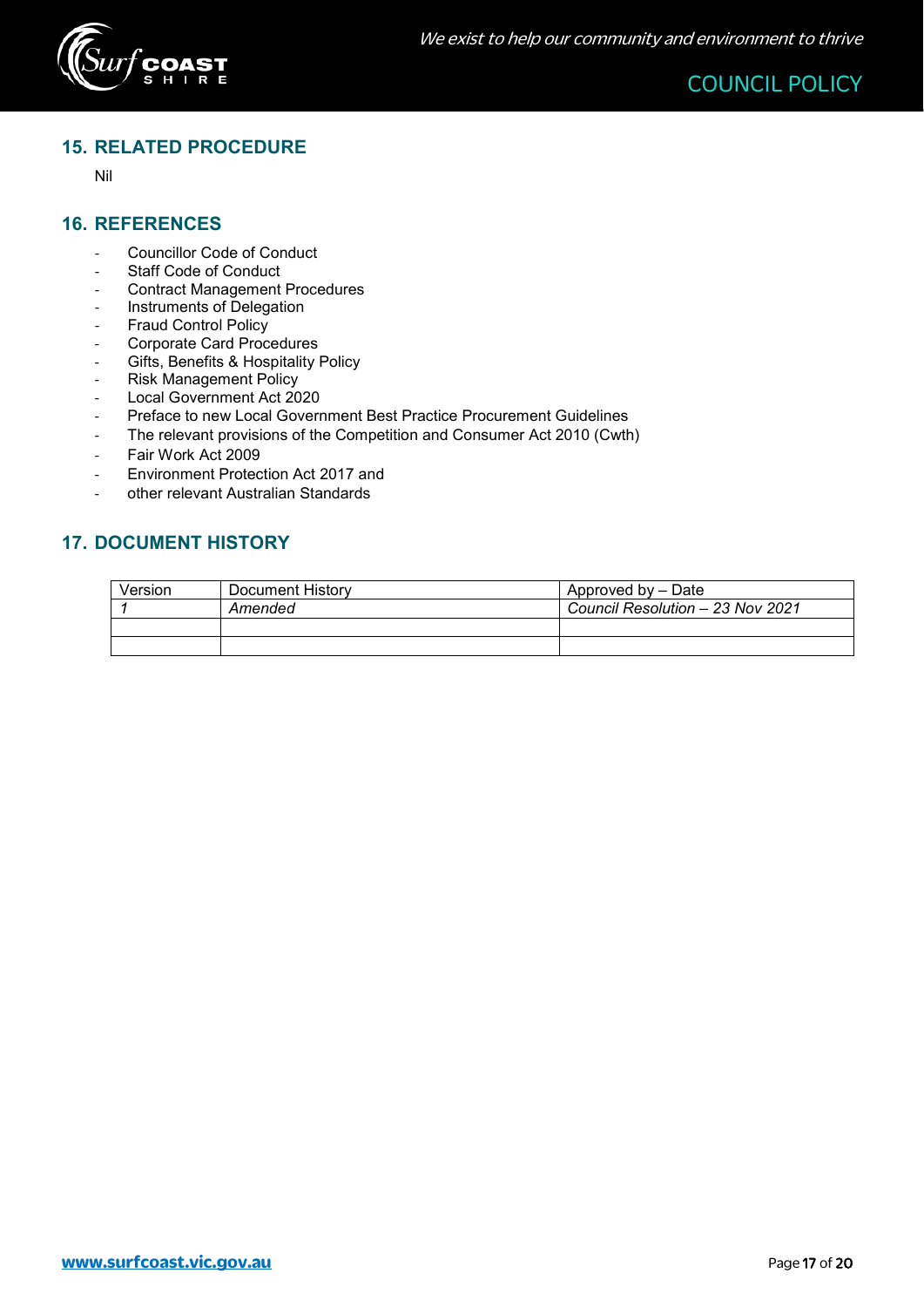## 15. RELATED PROCEDURE

Nil

## 16. REFERENCES

- Councillor Code of Conduct
- Staff Code of Conduct
- Contract Management Procedures
- Instruments of Delegation
- Fraud Control Policy
- Corporate Card Procedures
- Gifts, Benefits & Hospitality Policy
- Risk Management Policy
- Local Government Act 2020
- Preface to new Local Government Best Practice Procurement Guidelines
- The relevant provisions of the Competition and Consumer Act 2010 (Cwth)
- Fair Work Act 2009
- Environment Protection Act 2017 and
- other relevant Australian Standards

## 17. DOCUMENT HISTORY

| Version | Document History | Approved by – Date |
|---|---|---|
| *1* | *Amended* | *Council Resolution – 23 Nov 2021* |
| | | |
| | | |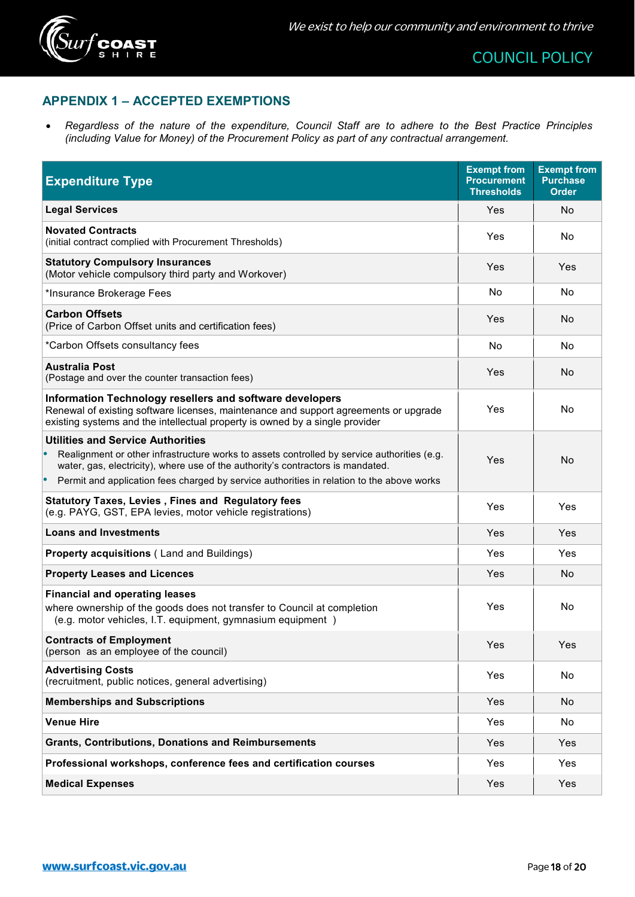## APPENDIX 1 – ACCEPTED EXEMPTIONS

- *Regardless of the nature of the expenditure, Council Staff are to adhere to the Best Practice Principles (including Value for Money) of the Procurement Policy as part of any contractual arrangement.*

| Expenditure Type | Exempt from Procurement Thresholds | Exempt from Purchase Order |
|---|---|---|
| **Legal Services** | Yes | No |
| **Novated Contracts**<br>(initial contract complied with Procurement Thresholds) | Yes | No |
| **Statutory Compulsory Insurances**<br>(Motor vehicle compulsory third party and Workover) | Yes | Yes |
| *Insurance Brokerage Fees | No | No |
| **Carbon Offsets**<br>(Price of Carbon Offset units and certification fees) | Yes | No |
| *Carbon Offsets consultancy fees | No | No |
| **Australia Post**<br>(Postage and over the counter transaction fees) | Yes | No |
| **Information Technology resellers and software developers**<br>Renewal of existing software licenses, maintenance and support agreements or upgrade existing systems and the intellectual property is owned by a single provider | Yes | No |
| **Utilities and Service Authorities**<br>• Realignment or other infrastructure works to assets controlled by service authorities (e.g. water, gas, electricity), where use of the authority's contractors is mandated.<br>• Permit and application fees charged by service authorities in relation to the above works | Yes | No |
| **Statutory Taxes, Levies , Fines and Regulatory fees**<br>(e.g. PAYG, GST, EPA levies, motor vehicle registrations) | Yes | Yes |
| **Loans and Investments** | Yes | Yes |
| **Property acquisitions** ( Land and Buildings) | Yes | Yes |
| **Property Leases and Licences** | Yes | No |
| **Financial and operating leases**<br>where ownership of the goods does not transfer to Council at completion<br>(e.g. motor vehicles, I.T. equipment, gymnasium equipment ) | Yes | No |
| **Contracts of Employment**<br>(person as an employee of the council) | Yes | Yes |
| **Advertising Costs**<br>(recruitment, public notices, general advertising) | Yes | No |
| **Memberships and Subscriptions** | Yes | No |
| **Venue Hire** | Yes | No |
| **Grants, Contributions, Donations and Reimbursements** | Yes | Yes |
| **Professional workshops, conference fees and certification courses** | Yes | Yes |
| **Medical Expenses** | Yes | Yes |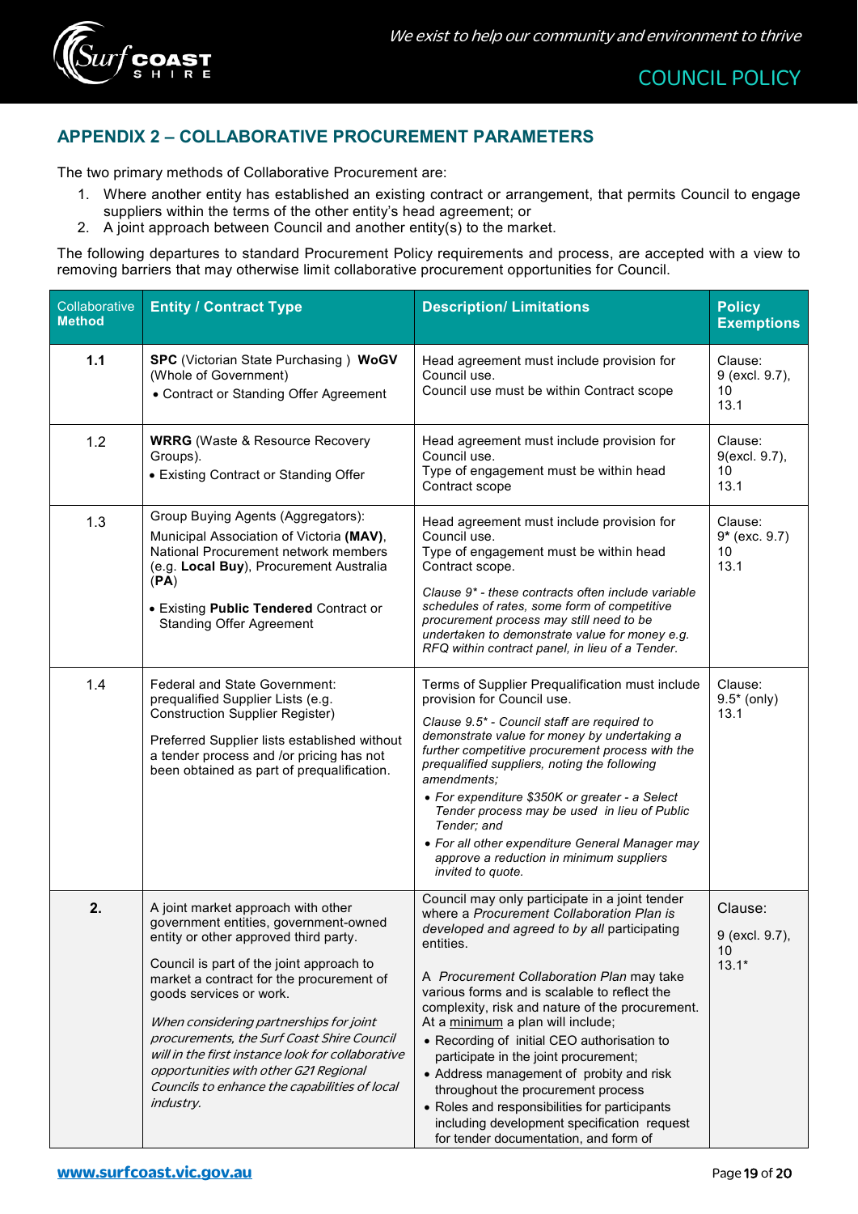## APPENDIX 2 – COLLABORATIVE PROCUREMENT PARAMETERS

The two primary methods of Collaborative Procurement are:

1. Where another entity has established an existing contract or arrangement, that permits Council to engage suppliers within the terms of the other entity's head agreement; or
2. A joint approach between Council and another entity(s) to the market.

The following departures to standard Procurement Policy requirements and process, are accepted with a view to removing barriers that may otherwise limit collaborative procurement opportunities for Council.

| Collaborative **Method** | **Entity / Contract Type** | **Description/ Limitations** | **Policy Exemptions** |
|---|---|---|---|
| **1.1** | **SPC** (Victorian State Purchasing ) **WoGV** (Whole of Government)<br>• Contract or Standing Offer Agreement | Head agreement must include provision for Council use.<br>Council use must be within Contract scope | Clause:<br>9 (excl. 9.7),<br>10<br>13.1 |
| 1.2 | **WRRG** (Waste & Resource Recovery Groups).<br>• Existing Contract or Standing Offer | Head agreement must include provision for Council use.<br>Type of engagement must be within head Contract scope | Clause:<br>9(excl. 9.7),<br>10<br>13.1 |
| 1.3 | Group Buying Agents (Aggregators):<br>Municipal Association of Victoria **(MAV)**, National Procurement network members (e.g. **Local Buy**), Procurement Australia (**PA**)<br>• Existing **Public Tendered** Contract or Standing Offer Agreement | Head agreement must include provision for Council use.<br>Type of engagement must be within head Contract scope.<br>*Clause 9\* - these contracts often include variable schedules of rates, some form of competitive procurement process may still need to be undertaken to demonstrate value for money e.g. RFQ within contract panel, in lieu of a Tender.* | Clause:<br>9**\*** (exc. 9.7)<br>10<br>13.1 |
| 1.4 | Federal and State Government: prequalified Supplier Lists (e.g. Construction Supplier Register)<br>Preferred Supplier lists established without a tender process and /or pricing has not been obtained as part of prequalification. | Terms of Supplier Prequalification must include provision for Council use.<br>*Clause 9.5\* - Council staff are required to demonstrate value for money by undertaking a further competitive procurement process with the prequalified suppliers, noting the following amendments;*<br>• *For expenditure $350K or greater - a Select Tender process may be used in lieu of Public Tender; and*<br>• *For all other expenditure General Manager may approve a reduction in minimum suppliers invited to quote.* | Clause:<br>9.5\* (only)<br>13.1 |
| **2.** | A joint market approach with other government entities, government-owned entity or other approved third party.<br>Council is part of the joint approach to market a contract for the procurement of goods services or work.<br>*When considering partnerships for joint procurements, the Surf Coast Shire Council will in the first instance look for collaborative opportunities with other G21 Regional Councils to enhance the capabilities of local industry.* | Council may only participate in a joint tender where a *Procurement Collaboration Plan is developed and agreed to by all* participating entities.<br>A *Procurement Collaboration Plan* may take various forms and is scalable to reflect the complexity, risk and nature of the procurement. At a <u>minimum</u> a plan will include;<br>• Recording of initial CEO authorisation to participate in the joint procurement;<br>• Address management of probity and risk throughout the procurement process<br>• Roles and responsibilities for participants including development specification request for tender documentation, and form of | Clause:<br>9 (excl. 9.7),<br>10<br>13.1\* |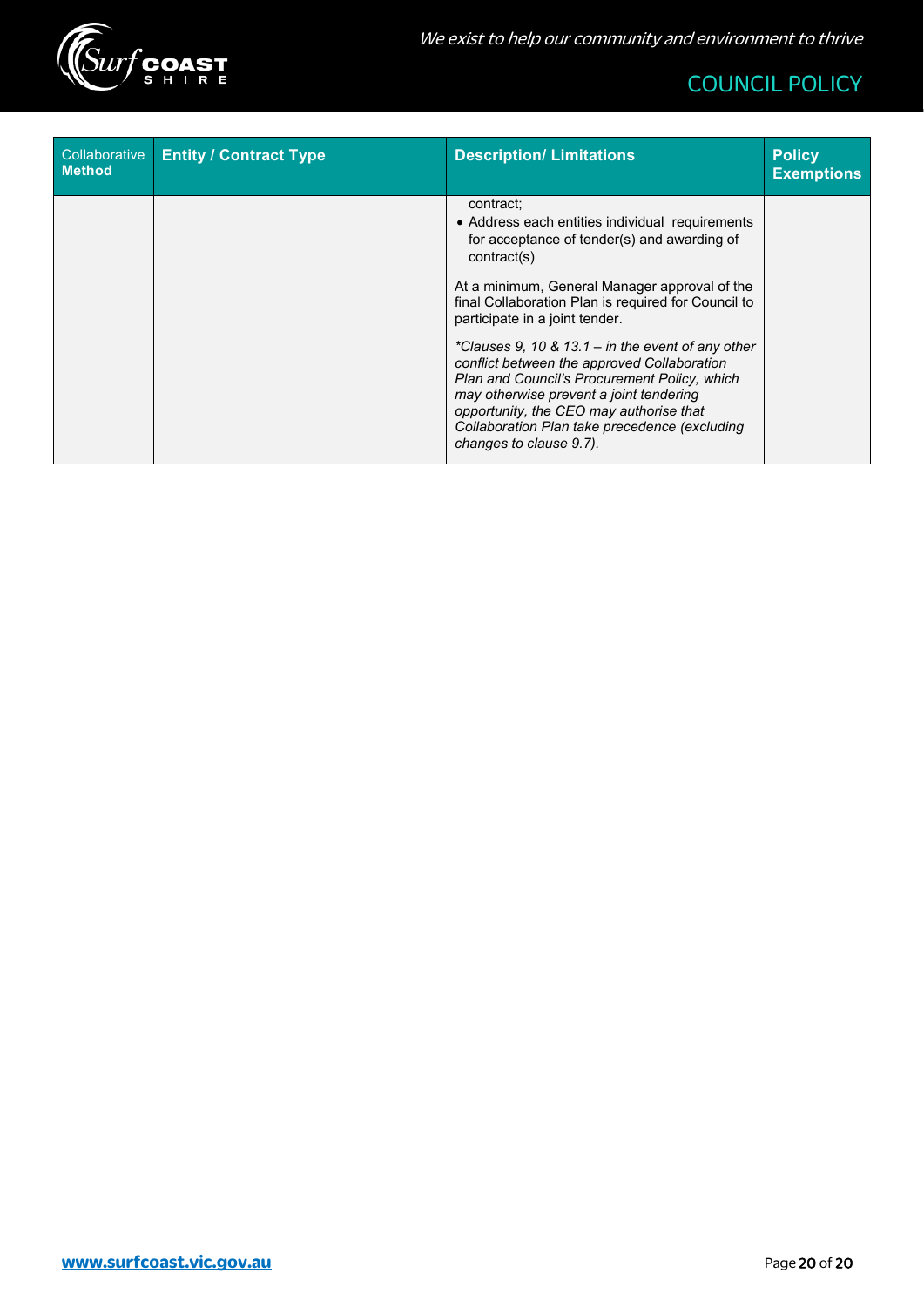| Collaborative Method | Entity / Contract Type | Description/ Limitations | Policy Exemptions |
|---|---|---|---|
| | | contract;<br>• Address each entities individual requirements for acceptance of tender(s) and awarding of contract(s)<br><br>At a minimum, General Manager approval of the final Collaboration Plan is required for Council to participate in a joint tender.<br><br>*\*Clauses 9, 10 & 13.1 – in the event of any other conflict between the approved Collaboration Plan and Council's Procurement Policy, which may otherwise prevent a joint tendering opportunity, the CEO may authorise that Collaboration Plan take precedence (excluding changes to clause 9.7).* | |